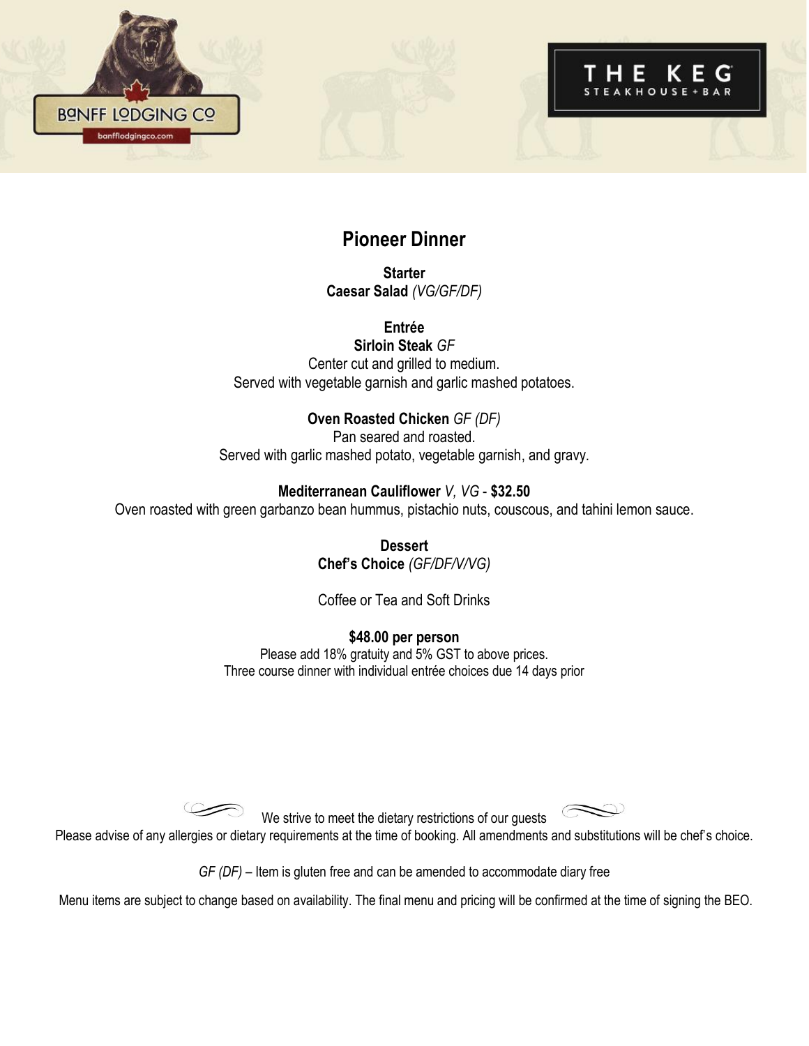# Pioneer Dinner

**Starter**
**Caesar Salad** *(VG/GF/DF)*

**Entrée**
**Sirloin Steak** *GF*
Center cut and grilled to medium.
Served with vegetable garnish and garlic mashed potatoes.

**Oven Roasted Chicken** *GF (DF)*
Pan seared and roasted.
Served with garlic mashed potato, vegetable garnish, and gravy.

**Mediterranean Cauliflower** *V, VG* - **$32.50**
Oven roasted with green garbanzo bean hummus, pistachio nuts, couscous, and tahini lemon sauce.

**Dessert**
**Chef's Choice** *(GF/DF/V/VG)*

Coffee or Tea and Soft Drinks

**$48.00 per person**
Please add 18% gratuity and 5% GST to above prices.
Three course dinner with individual entrée choices due 14 days prior

We strive to meet the dietary restrictions of our guests

Please advise of any allergies or dietary requirements at the time of booking. All amendments and substitutions will be chef's choice.

*GF (DF)* – Item is gluten free and can be amended to accommodate diary free

Menu items are subject to change based on availability. The final menu and pricing will be confirmed at the time of signing the BEO.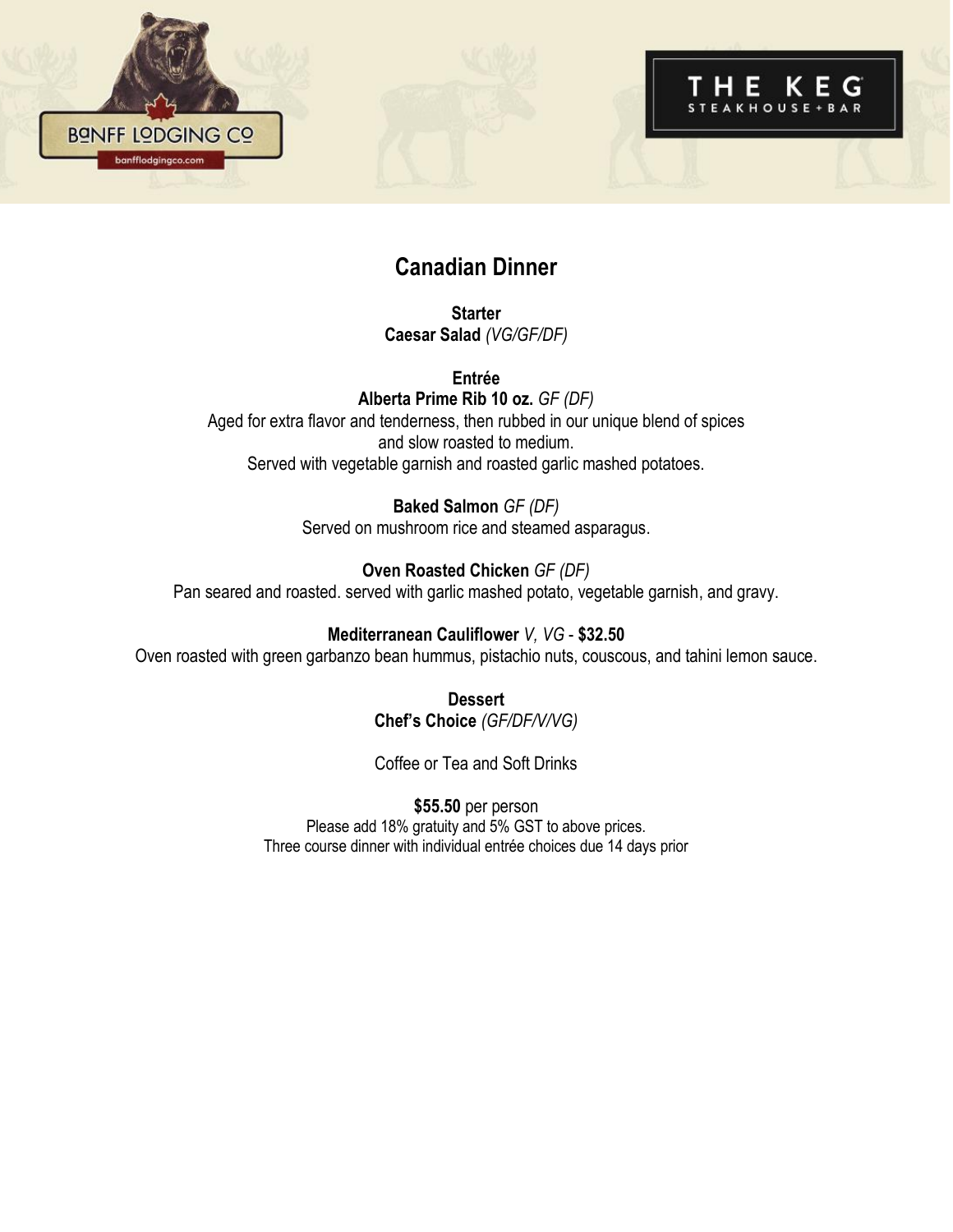# Canadian Dinner

**Starter**
**Caesar Salad** *(VG/GF/DF)*

**Entrée**
**Alberta Prime Rib 10 oz.** *GF (DF)*
Aged for extra flavor and tenderness, then rubbed in our unique blend of spices and slow roasted to medium.
Served with vegetable garnish and roasted garlic mashed potatoes.

**Baked Salmon** *GF (DF)*
Served on mushroom rice and steamed asparagus.

**Oven Roasted Chicken** *GF (DF)*
Pan seared and roasted. served with garlic mashed potato, vegetable garnish, and gravy.

**Mediterranean Cauliflower** *V, VG* - **$32.50**
Oven roasted with green garbanzo bean hummus, pistachio nuts, couscous, and tahini lemon sauce.

**Dessert**
**Chef's Choice** *(GF/DF/V/VG)*

Coffee or Tea and Soft Drinks

**$55.50** per person
Please add 18% gratuity and 5% GST to above prices.
Three course dinner with individual entrée choices due 14 days prior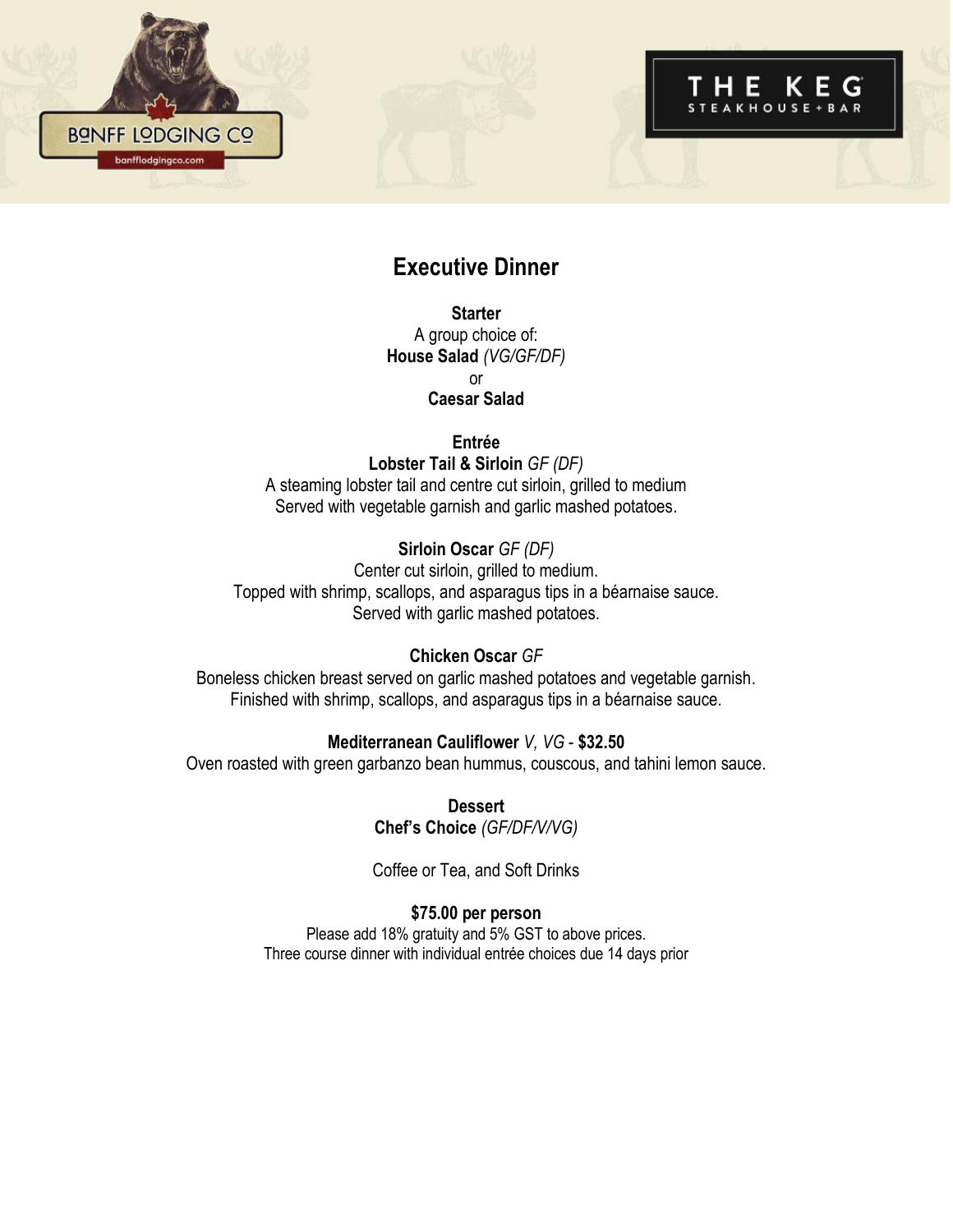BANFF LODGING CO
banfflodgingco.com

THE KEG
STEAKHOUSE + BAR

## Executive Dinner

**Starter**
A group choice of:
**House Salad** *(VG/GF/DF)*
or
**Caesar Salad**

**Entrée**
**Lobster Tail & Sirloin** *GF (DF)*
A steaming lobster tail and centre cut sirloin, grilled to medium
Served with vegetable garnish and garlic mashed potatoes.

**Sirloin Oscar** *GF (DF)*
Center cut sirloin, grilled to medium.
Topped with shrimp, scallops, and asparagus tips in a béarnaise sauce.
Served with garlic mashed potatoes.

**Chicken Oscar** *GF*
Boneless chicken breast served on garlic mashed potatoes and vegetable garnish.
Finished with shrimp, scallops, and asparagus tips in a béarnaise sauce.

**Mediterranean Cauliflower** *V, VG* - **$32.50**
Oven roasted with green garbanzo bean hummus, couscous, and tahini lemon sauce.

**Dessert**
**Chef's Choice** *(GF/DF/V/VG)*

Coffee or Tea, and Soft Drinks

**$75.00 per person**
Please add 18% gratuity and 5% GST to above prices.
Three course dinner with individual entrée choices due 14 days prior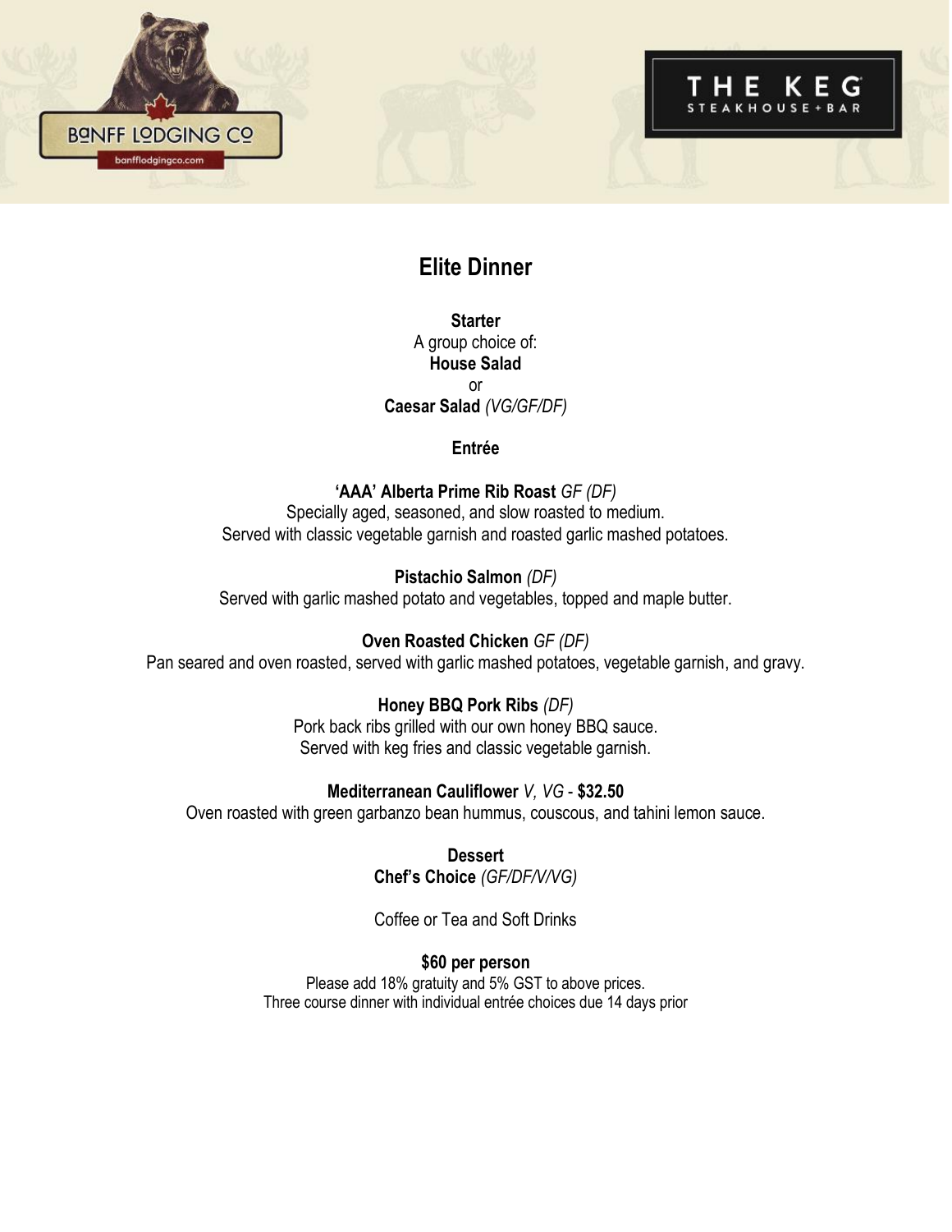# Elite Dinner

**Starter**
A group choice of:
**House Salad**
or
**Caesar Salad** *(VG/GF/DF)*

**Entrée**

**'AAA' Alberta Prime Rib Roast** *GF (DF)*
Specially aged, seasoned, and slow roasted to medium.
Served with classic vegetable garnish and roasted garlic mashed potatoes.

**Pistachio Salmon** *(DF)*
Served with garlic mashed potato and vegetables, topped and maple butter.

**Oven Roasted Chicken** *GF (DF)*
Pan seared and oven roasted, served with garlic mashed potatoes, vegetable garnish, and gravy.

**Honey BBQ Pork Ribs** *(DF)*
Pork back ribs grilled with our own honey BBQ sauce.
Served with keg fries and classic vegetable garnish.

**Mediterranean Cauliflower** *V, VG* - **$32.50**
Oven roasted with green garbanzo bean hummus, couscous, and tahini lemon sauce.

**Dessert**
**Chef's Choice** *(GF/DF/V/VG)*

Coffee or Tea and Soft Drinks

**$60 per person**
Please add 18% gratuity and 5% GST to above prices.
Three course dinner with individual entrée choices due 14 days prior